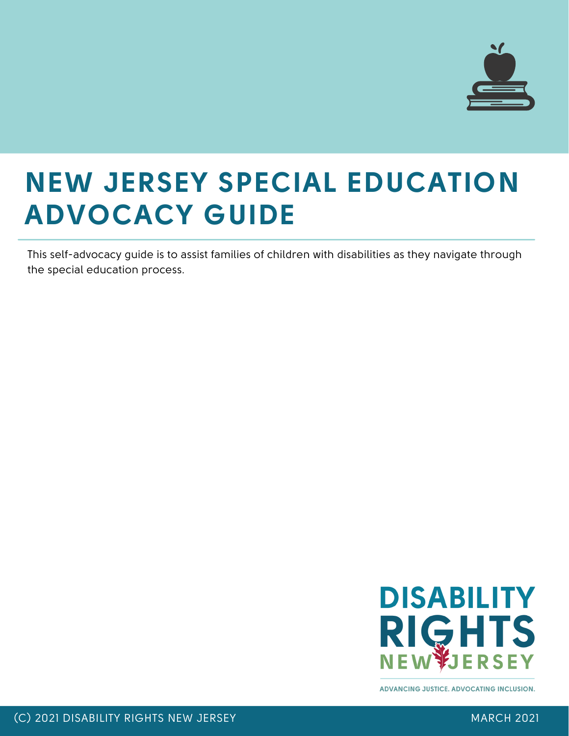# NEW JERSEY SPECIAL EDUCATION ADVOCACY GUIDE

This self-advocacy guide is to assist families of children with disabilities as they navigate through the special education process.

DISABILITY RIGHTS NEW JERSEY

ADVANCING JUSTICE. ADVOCATING INCLUSION.

(C) 2021 DISABILITY RIGHTS NEW JERSEY

MARCH 2021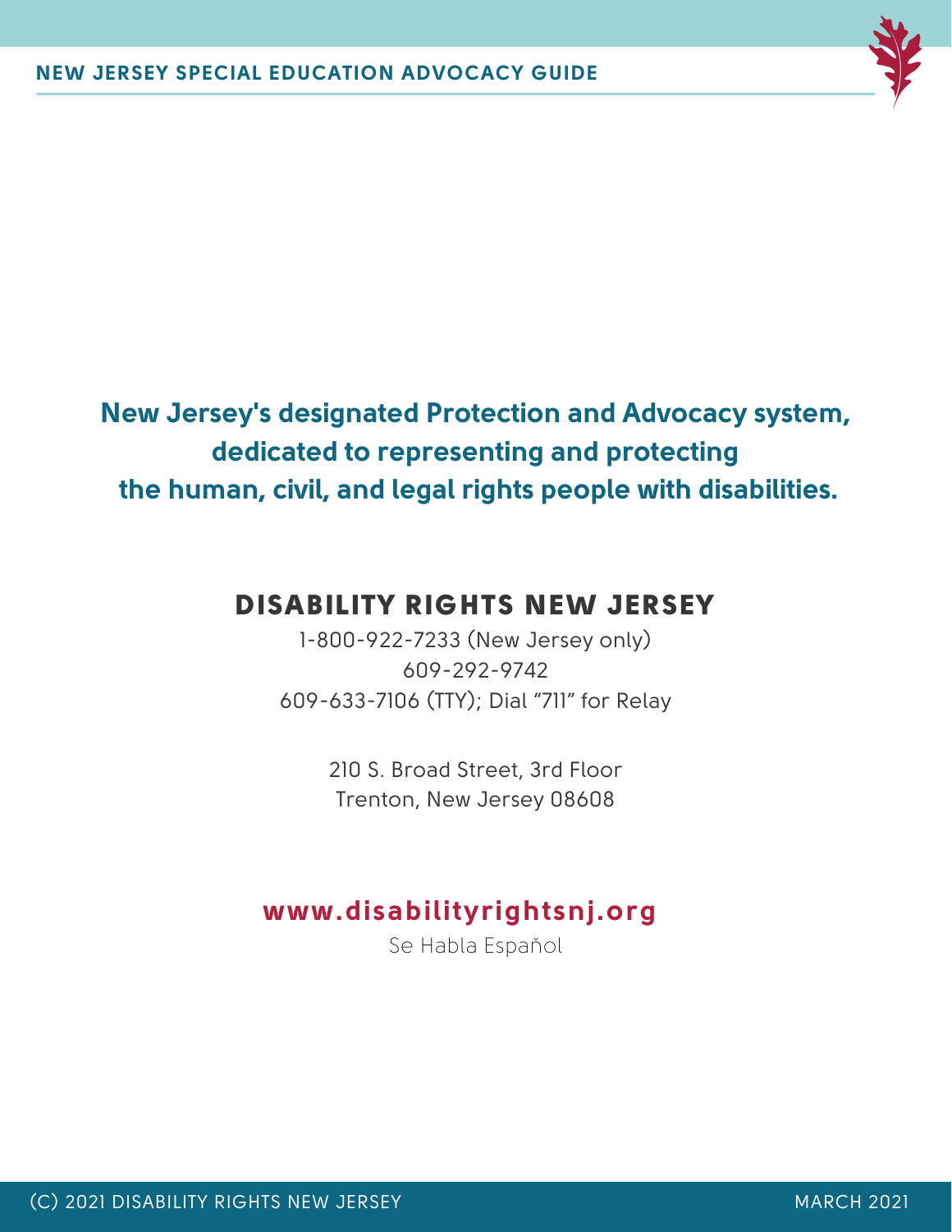**New Jersey's designated Protection and Advocacy system, dedicated to representing and protecting the human, civil, and legal rights people with disabilities.**

## DISABILITY RIGHTS NEW JERSEY

1-800-922-7233 (New Jersey only)
609-292-9742
609-633-7106 (TTY); Dial "711" for Relay

210 S. Broad Street, 3rd Floor
Trenton, New Jersey 08608

**www.disabilityrightsnj.org**

Se Habla Espaňol

(C) 2021 DISABILITY RIGHTS NEW JERSEY — MARCH 2021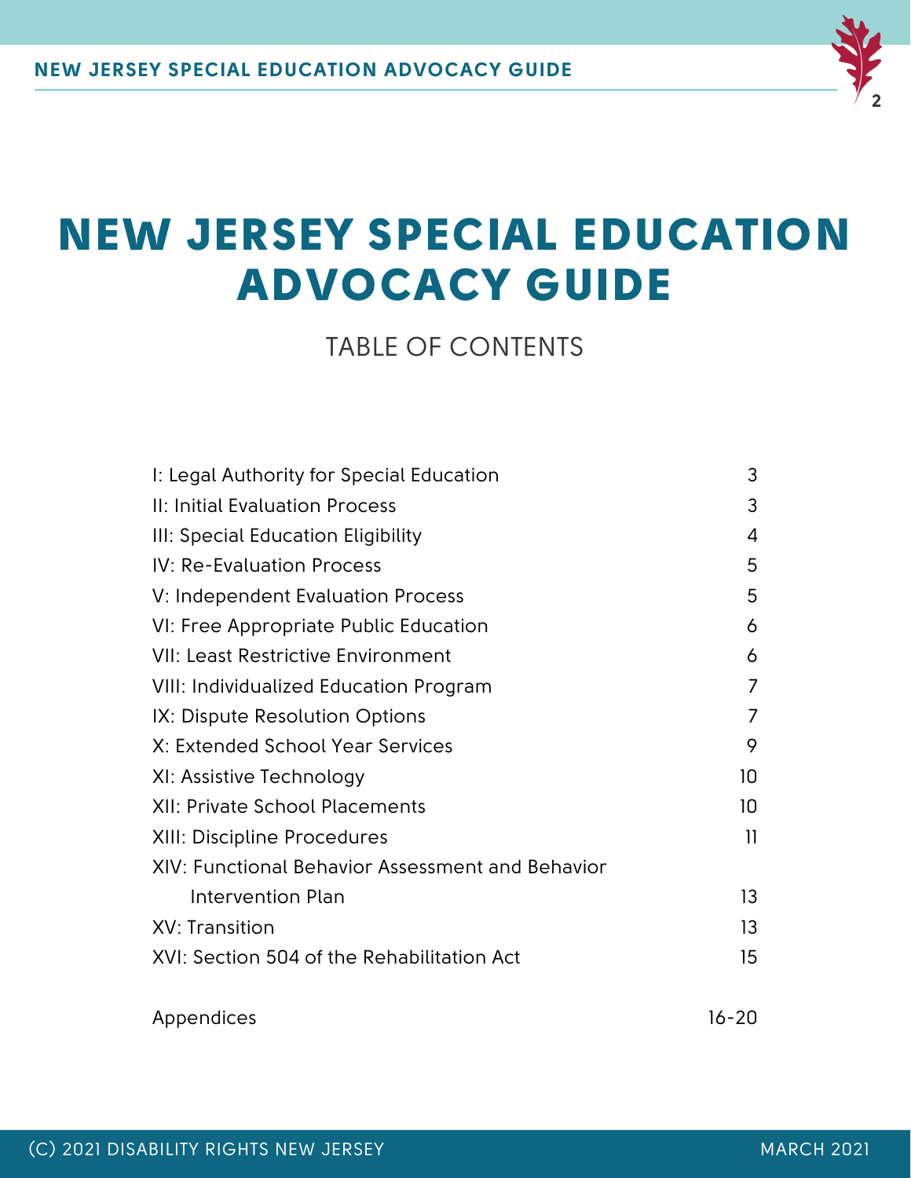# NEW JERSEY SPECIAL EDUCATION ADVOCACY GUIDE

TABLE OF CONTENTS

| | |
|---|---|
| I: Legal Authority for Special Education | 3 |
| II: Initial Evaluation Process | 3 |
| III: Special Education Eligibility | 4 |
| IV: Re-Evaluation Process | 5 |
| V: Independent Evaluation Process | 5 |
| VI: Free Appropriate Public Education | 6 |
| VII: Least Restrictive Environment | 6 |
| VIII: Individualized Education Program | 7 |
| IX: Dispute Resolution Options | 7 |
| X: Extended School Year Services | 9 |
| XI: Assistive Technology | 10 |
| XII: Private School Placements | 10 |
| XIII: Discipline Procedures | 11 |
| XIV: Functional Behavior Assessment and Behavior Intervention Plan | 13 |
| XV: Transition | 13 |
| XVI: Section 504 of the Rehabilitation Act | 15 |
| Appendices | 16-20 |

(C) 2021 DISABILITY RIGHTS NEW JERSEY

MARCH 2021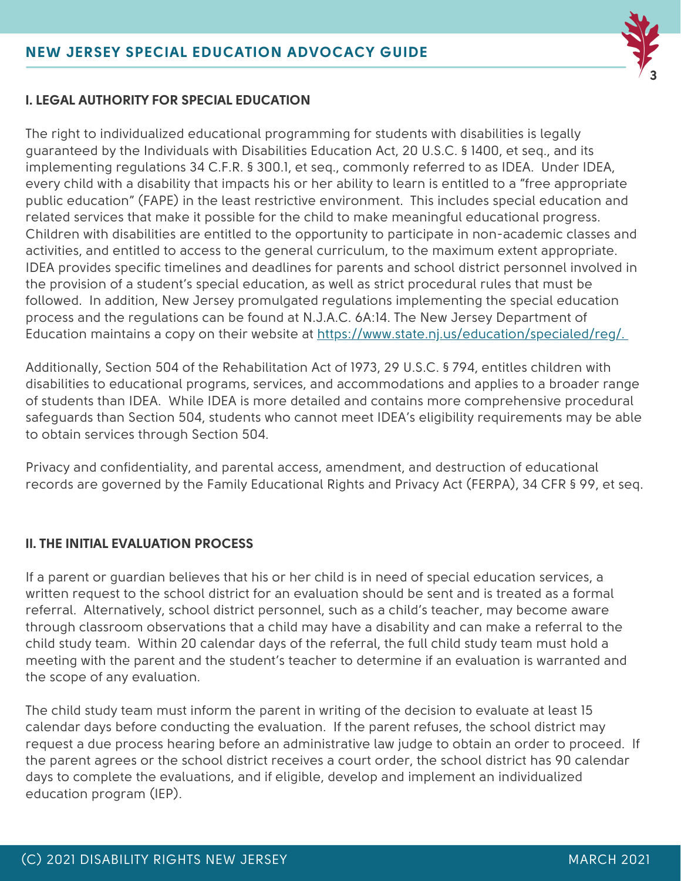## I. LEGAL AUTHORITY FOR SPECIAL EDUCATION

The right to individualized educational programming for students with disabilities is legally guaranteed by the Individuals with Disabilities Education Act, 20 U.S.C. § 1400, et seq., and its implementing regulations 34 C.F.R. § 300.1, et seq., commonly referred to as IDEA. Under IDEA, every child with a disability that impacts his or her ability to learn is entitled to a "free appropriate public education" (FAPE) in the least restrictive environment. This includes special education and related services that make it possible for the child to make meaningful educational progress. Children with disabilities are entitled to the opportunity to participate in non-academic classes and activities, and entitled to access to the general curriculum, to the maximum extent appropriate. IDEA provides specific timelines and deadlines for parents and school district personnel involved in the provision of a student's special education, as well as strict procedural rules that must be followed. In addition, New Jersey promulgated regulations implementing the special education process and the regulations can be found at N.J.A.C. 6A:14. The New Jersey Department of Education maintains a copy on their website at [https://www.state.nj.us/education/specialed/reg/.](https://www.state.nj.us/education/specialed/reg/)

Additionally, Section 504 of the Rehabilitation Act of 1973, 29 U.S.C. § 794, entitles children with disabilities to educational programs, services, and accommodations and applies to a broader range of students than IDEA. While IDEA is more detailed and contains more comprehensive procedural safeguards than Section 504, students who cannot meet IDEA's eligibility requirements may be able to obtain services through Section 504.

Privacy and confidentiality, and parental access, amendment, and destruction of educational records are governed by the Family Educational Rights and Privacy Act (FERPA), 34 CFR § 99, et seq.

## II. THE INITIAL EVALUATION PROCESS

If a parent or guardian believes that his or her child is in need of special education services, a written request to the school district for an evaluation should be sent and is treated as a formal referral. Alternatively, school district personnel, such as a child's teacher, may become aware through classroom observations that a child may have a disability and can make a referral to the child study team. Within 20 calendar days of the referral, the full child study team must hold a meeting with the parent and the student's teacher to determine if an evaluation is warranted and the scope of any evaluation.

The child study team must inform the parent in writing of the decision to evaluate at least 15 calendar days before conducting the evaluation. If the parent refuses, the school district may request a due process hearing before an administrative law judge to obtain an order to proceed. If the parent agrees or the school district receives a court order, the school district has 90 calendar days to complete the evaluations, and if eligible, develop and implement an individualized education program (IEP).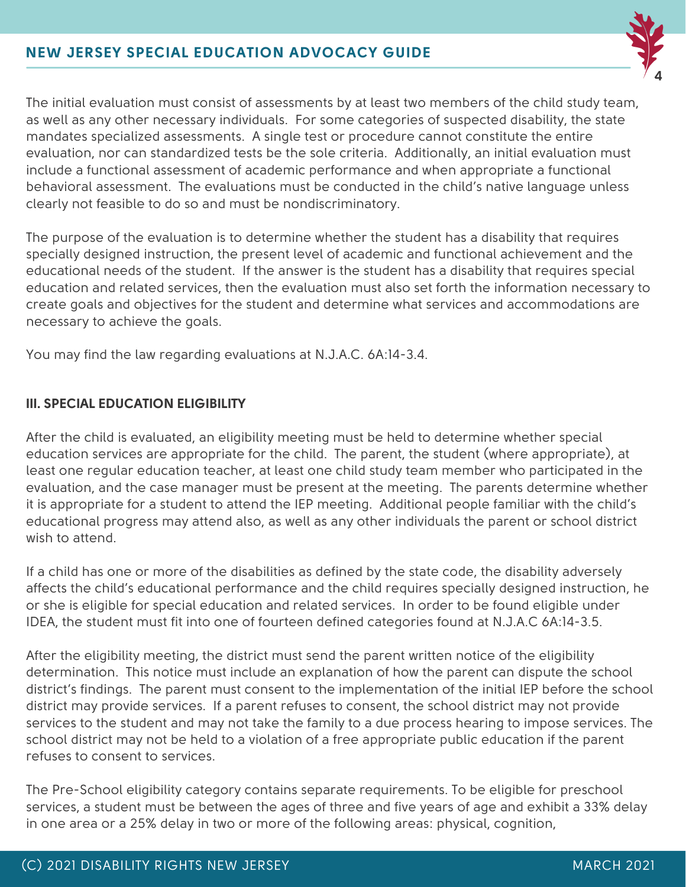The initial evaluation must consist of assessments by at least two members of the child study team, as well as any other necessary individuals. For some categories of suspected disability, the state mandates specialized assessments. A single test or procedure cannot constitute the entire evaluation, nor can standardized tests be the sole criteria. Additionally, an initial evaluation must include a functional assessment of academic performance and when appropriate a functional behavioral assessment. The evaluations must be conducted in the child's native language unless clearly not feasible to do so and must be nondiscriminatory.

The purpose of the evaluation is to determine whether the student has a disability that requires specially designed instruction, the present level of academic and functional achievement and the educational needs of the student. If the answer is the student has a disability that requires special education and related services, then the evaluation must also set forth the information necessary to create goals and objectives for the student and determine what services and accommodations are necessary to achieve the goals.

You may find the law regarding evaluations at N.J.A.C. 6A:14-3.4.

### III. SPECIAL EDUCATION ELIGIBILITY

After the child is evaluated, an eligibility meeting must be held to determine whether special education services are appropriate for the child. The parent, the student (where appropriate), at least one regular education teacher, at least one child study team member who participated in the evaluation, and the case manager must be present at the meeting. The parents determine whether it is appropriate for a student to attend the IEP meeting. Additional people familiar with the child's educational progress may attend also, as well as any other individuals the parent or school district wish to attend.

If a child has one or more of the disabilities as defined by the state code, the disability adversely affects the child's educational performance and the child requires specially designed instruction, he or she is eligible for special education and related services. In order to be found eligible under IDEA, the student must fit into one of fourteen defined categories found at N.J.A.C 6A:14-3.5.

After the eligibility meeting, the district must send the parent written notice of the eligibility determination. This notice must include an explanation of how the parent can dispute the school district's findings. The parent must consent to the implementation of the initial IEP before the school district may provide services. If a parent refuses to consent, the school district may not provide services to the student and may not take the family to a due process hearing to impose services. The school district may not be held to a violation of a free appropriate public education if the parent refuses to consent to services.

The Pre-School eligibility category contains separate requirements. To be eligible for preschool services, a student must be between the ages of three and five years of age and exhibit a 33% delay in one area or a 25% delay in two or more of the following areas: physical, cognition,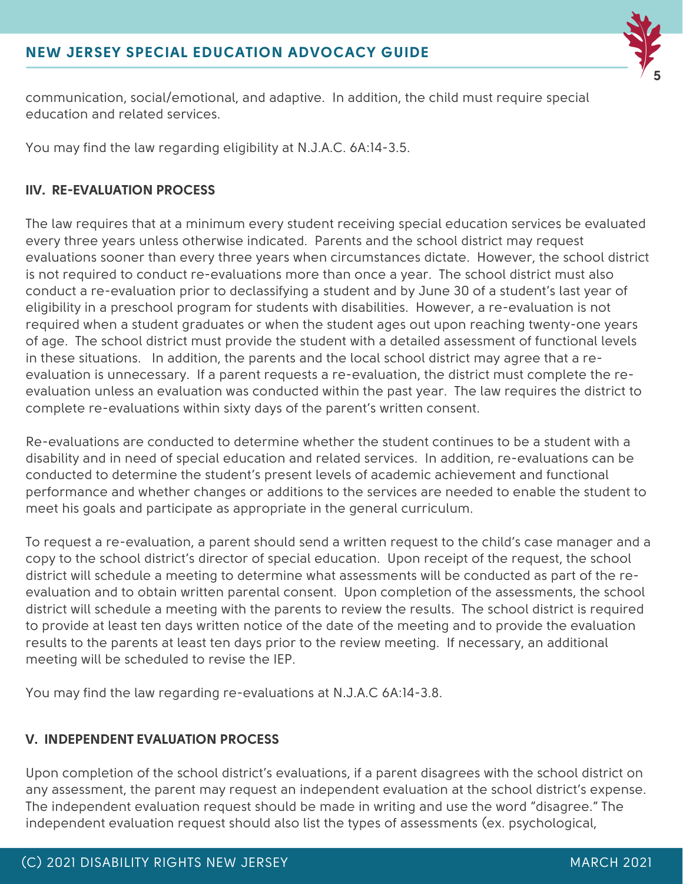communication, social/emotional, and adaptive. In addition, the child must require special education and related services.

You may find the law regarding eligibility at N.J.A.C. 6A:14-3.5.

## IIV. RE-EVALUATION PROCESS

The law requires that at a minimum every student receiving special education services be evaluated every three years unless otherwise indicated. Parents and the school district may request evaluations sooner than every three years when circumstances dictate. However, the school district is not required to conduct re-evaluations more than once a year. The school district must also conduct a re-evaluation prior to declassifying a student and by June 30 of a student's last year of eligibility in a preschool program for students with disabilities. However, a re-evaluation is not required when a student graduates or when the student ages out upon reaching twenty-one years of age. The school district must provide the student with a detailed assessment of functional levels in these situations. In addition, the parents and the local school district may agree that a re-evaluation is unnecessary. If a parent requests a re-evaluation, the district must complete the re-evaluation unless an evaluation was conducted within the past year. The law requires the district to complete re-evaluations within sixty days of the parent's written consent.

Re-evaluations are conducted to determine whether the student continues to be a student with a disability and in need of special education and related services. In addition, re-evaluations can be conducted to determine the student's present levels of academic achievement and functional performance and whether changes or additions to the services are needed to enable the student to meet his goals and participate as appropriate in the general curriculum.

To request a re-evaluation, a parent should send a written request to the child's case manager and a copy to the school district's director of special education. Upon receipt of the request, the school district will schedule a meeting to determine what assessments will be conducted as part of the re-evaluation and to obtain written parental consent. Upon completion of the assessments, the school district will schedule a meeting with the parents to review the results. The school district is required to provide at least ten days written notice of the date of the meeting and to provide the evaluation results to the parents at least ten days prior to the review meeting. If necessary, an additional meeting will be scheduled to revise the IEP.

You may find the law regarding re-evaluations at N.J.A.C 6A:14-3.8.

## V. INDEPENDENT EVALUATION PROCESS

Upon completion of the school district's evaluations, if a parent disagrees with the school district on any assessment, the parent may request an independent evaluation at the school district's expense. The independent evaluation request should be made in writing and use the word "disagree." The independent evaluation request should also list the types of assessments (ex. psychological,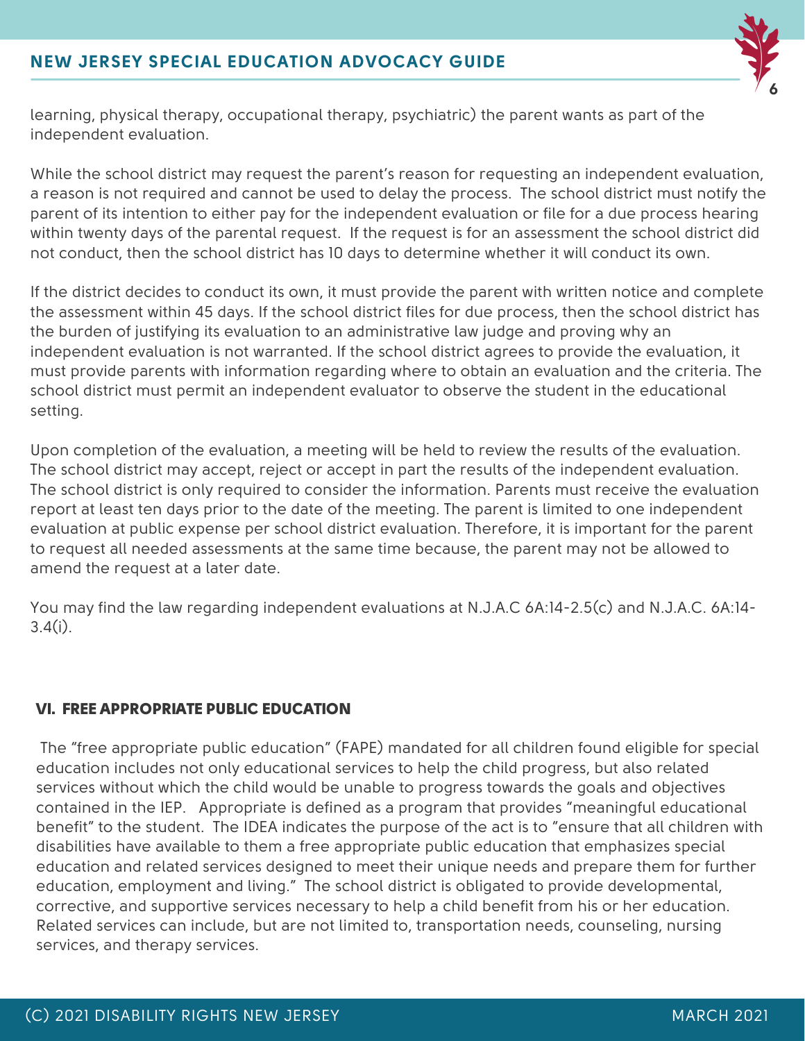learning, physical therapy, occupational therapy, psychiatric) the parent wants as part of the independent evaluation.

While the school district may request the parent's reason for requesting an independent evaluation, a reason is not required and cannot be used to delay the process. The school district must notify the parent of its intention to either pay for the independent evaluation or file for a due process hearing within twenty days of the parental request. If the request is for an assessment the school district did not conduct, then the school district has 10 days to determine whether it will conduct its own.

If the district decides to conduct its own, it must provide the parent with written notice and complete the assessment within 45 days. If the school district files for due process, then the school district has the burden of justifying its evaluation to an administrative law judge and proving why an independent evaluation is not warranted. If the school district agrees to provide the evaluation, it must provide parents with information regarding where to obtain an evaluation and the criteria. The school district must permit an independent evaluator to observe the student in the educational setting.

Upon completion of the evaluation, a meeting will be held to review the results of the evaluation. The school district may accept, reject or accept in part the results of the independent evaluation. The school district is only required to consider the information. Parents must receive the evaluation report at least ten days prior to the date of the meeting. The parent is limited to one independent evaluation at public expense per school district evaluation. Therefore, it is important for the parent to request all needed assessments at the same time because, the parent may not be allowed to amend the request at a later date.

You may find the law regarding independent evaluations at N.J.A.C 6A:14-2.5(c) and N.J.A.C. 6A:14-3.4(i).

## VI. FREE APPROPRIATE PUBLIC EDUCATION

The "free appropriate public education" (FAPE) mandated for all children found eligible for special education includes not only educational services to help the child progress, but also related services without which the child would be unable to progress towards the goals and objectives contained in the IEP. Appropriate is defined as a program that provides "meaningful educational benefit" to the student. The IDEA indicates the purpose of the act is to "ensure that all children with disabilities have available to them a free appropriate public education that emphasizes special education and related services designed to meet their unique needs and prepare them for further education, employment and living." The school district is obligated to provide developmental, corrective, and supportive services necessary to help a child benefit from his or her education. Related services can include, but are not limited to, transportation needs, counseling, nursing services, and therapy services.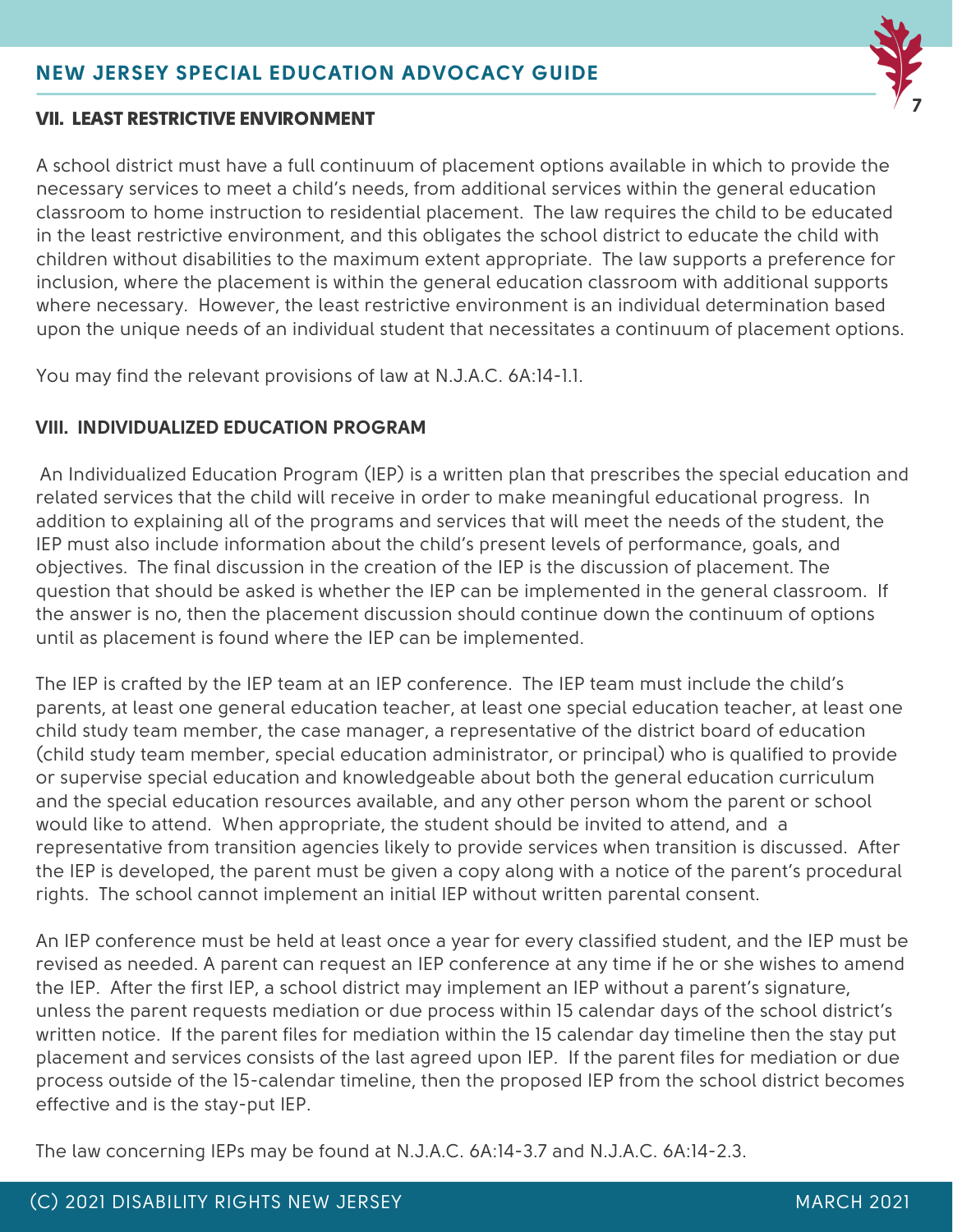## VII. LEAST RESTRICTIVE ENVIRONMENT

A school district must have a full continuum of placement options available in which to provide the necessary services to meet a child's needs, from additional services within the general education classroom to home instruction to residential placement. The law requires the child to be educated in the least restrictive environment, and this obligates the school district to educate the child with children without disabilities to the maximum extent appropriate. The law supports a preference for inclusion, where the placement is within the general education classroom with additional supports where necessary. However, the least restrictive environment is an individual determination based upon the unique needs of an individual student that necessitates a continuum of placement options.

You may find the relevant provisions of law at N.J.A.C. 6A:14-1.1.

## VIII. INDIVIDUALIZED EDUCATION PROGRAM

An Individualized Education Program (IEP) is a written plan that prescribes the special education and related services that the child will receive in order to make meaningful educational progress. In addition to explaining all of the programs and services that will meet the needs of the student, the IEP must also include information about the child's present levels of performance, goals, and objectives. The final discussion in the creation of the IEP is the discussion of placement. The question that should be asked is whether the IEP can be implemented in the general classroom. If the answer is no, then the placement discussion should continue down the continuum of options until as placement is found where the IEP can be implemented.

The IEP is crafted by the IEP team at an IEP conference. The IEP team must include the child's parents, at least one general education teacher, at least one special education teacher, at least one child study team member, the case manager, a representative of the district board of education (child study team member, special education administrator, or principal) who is qualified to provide or supervise special education and knowledgeable about both the general education curriculum and the special education resources available, and any other person whom the parent or school would like to attend. When appropriate, the student should be invited to attend, and a representative from transition agencies likely to provide services when transition is discussed. After the IEP is developed, the parent must be given a copy along with a notice of the parent's procedural rights. The school cannot implement an initial IEP without written parental consent.

An IEP conference must be held at least once a year for every classified student, and the IEP must be revised as needed. A parent can request an IEP conference at any time if he or she wishes to amend the IEP. After the first IEP, a school district may implement an IEP without a parent's signature, unless the parent requests mediation or due process within 15 calendar days of the school district's written notice. If the parent files for mediation within the 15 calendar day timeline then the stay put placement and services consists of the last agreed upon IEP. If the parent files for mediation or due process outside of the 15-calendar timeline, then the proposed IEP from the school district becomes effective and is the stay-put IEP.

The law concerning IEPs may be found at N.J.A.C. 6A:14-3.7 and N.J.A.C. 6A:14-2.3.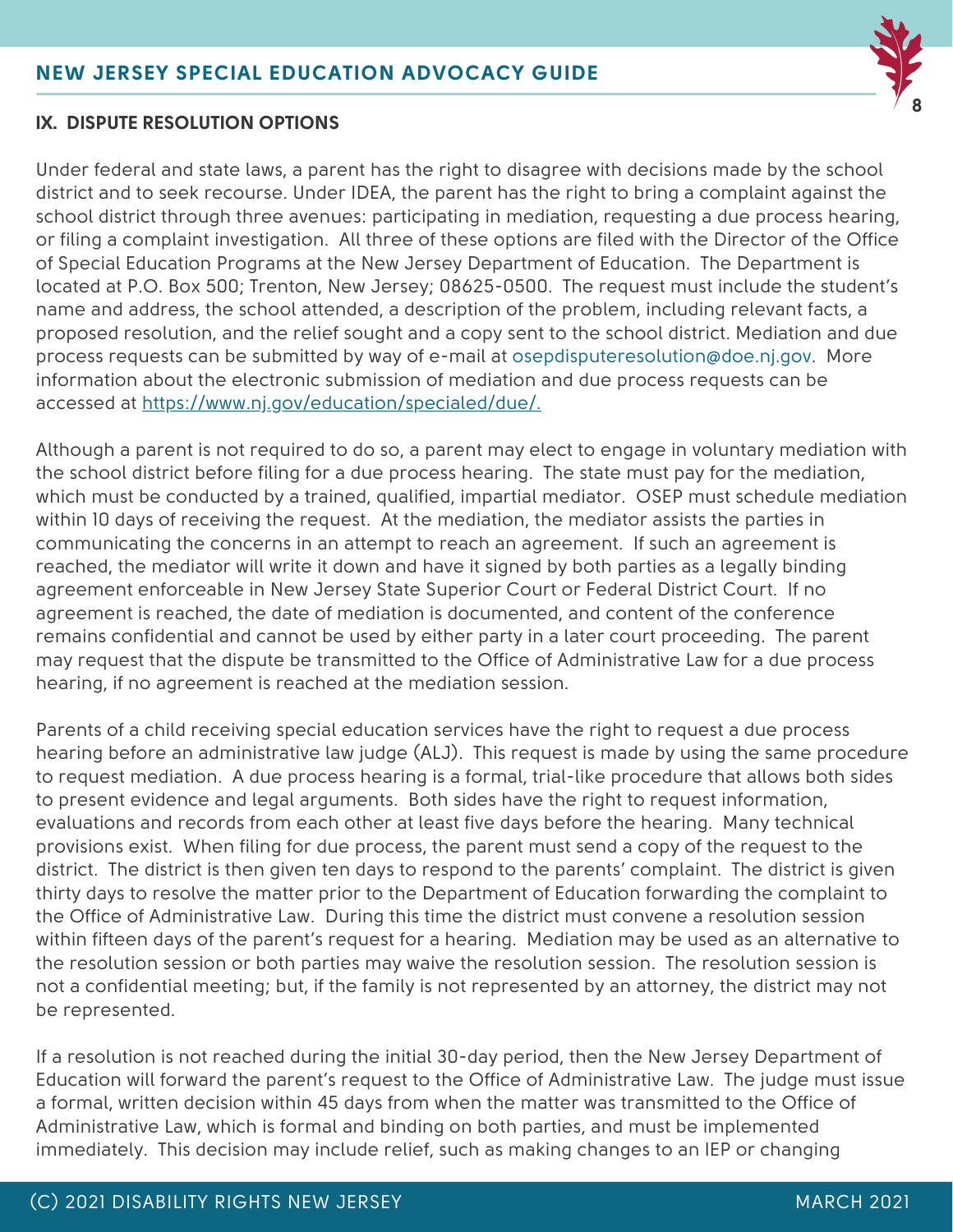## IX. DISPUTE RESOLUTION OPTIONS

Under federal and state laws, a parent has the right to disagree with decisions made by the school district and to seek recourse. Under IDEA, the parent has the right to bring a complaint against the school district through three avenues: participating in mediation, requesting a due process hearing, or filing a complaint investigation. All three of these options are filed with the Director of the Office of Special Education Programs at the New Jersey Department of Education. The Department is located at P.O. Box 500; Trenton, New Jersey; 08625-0500. The request must include the student's name and address, the school attended, a description of the problem, including relevant facts, a proposed resolution, and the relief sought and a copy sent to the school district. Mediation and due process requests can be submitted by way of e-mail at osepdisputeresolution@doe.nj.gov. More information about the electronic submission of mediation and due process requests can be accessed at https://www.nj.gov/education/specialed/due/.

Although a parent is not required to do so, a parent may elect to engage in voluntary mediation with the school district before filing for a due process hearing. The state must pay for the mediation, which must be conducted by a trained, qualified, impartial mediator. OSEP must schedule mediation within 10 days of receiving the request. At the mediation, the mediator assists the parties in communicating the concerns in an attempt to reach an agreement. If such an agreement is reached, the mediator will write it down and have it signed by both parties as a legally binding agreement enforceable in New Jersey State Superior Court or Federal District Court. If no agreement is reached, the date of mediation is documented, and content of the conference remains confidential and cannot be used by either party in a later court proceeding. The parent may request that the dispute be transmitted to the Office of Administrative Law for a due process hearing, if no agreement is reached at the mediation session.

Parents of a child receiving special education services have the right to request a due process hearing before an administrative law judge (ALJ). This request is made by using the same procedure to request mediation. A due process hearing is a formal, trial-like procedure that allows both sides to present evidence and legal arguments. Both sides have the right to request information, evaluations and records from each other at least five days before the hearing. Many technical provisions exist. When filing for due process, the parent must send a copy of the request to the district. The district is then given ten days to respond to the parents' complaint. The district is given thirty days to resolve the matter prior to the Department of Education forwarding the complaint to the Office of Administrative Law. During this time the district must convene a resolution session within fifteen days of the parent's request for a hearing. Mediation may be used as an alternative to the resolution session or both parties may waive the resolution session. The resolution session is not a confidential meeting; but, if the family is not represented by an attorney, the district may not be represented.

If a resolution is not reached during the initial 30-day period, then the New Jersey Department of Education will forward the parent's request to the Office of Administrative Law. The judge must issue a formal, written decision within 45 days from when the matter was transmitted to the Office of Administrative Law, which is formal and binding on both parties, and must be implemented immediately. This decision may include relief, such as making changes to an IEP or changing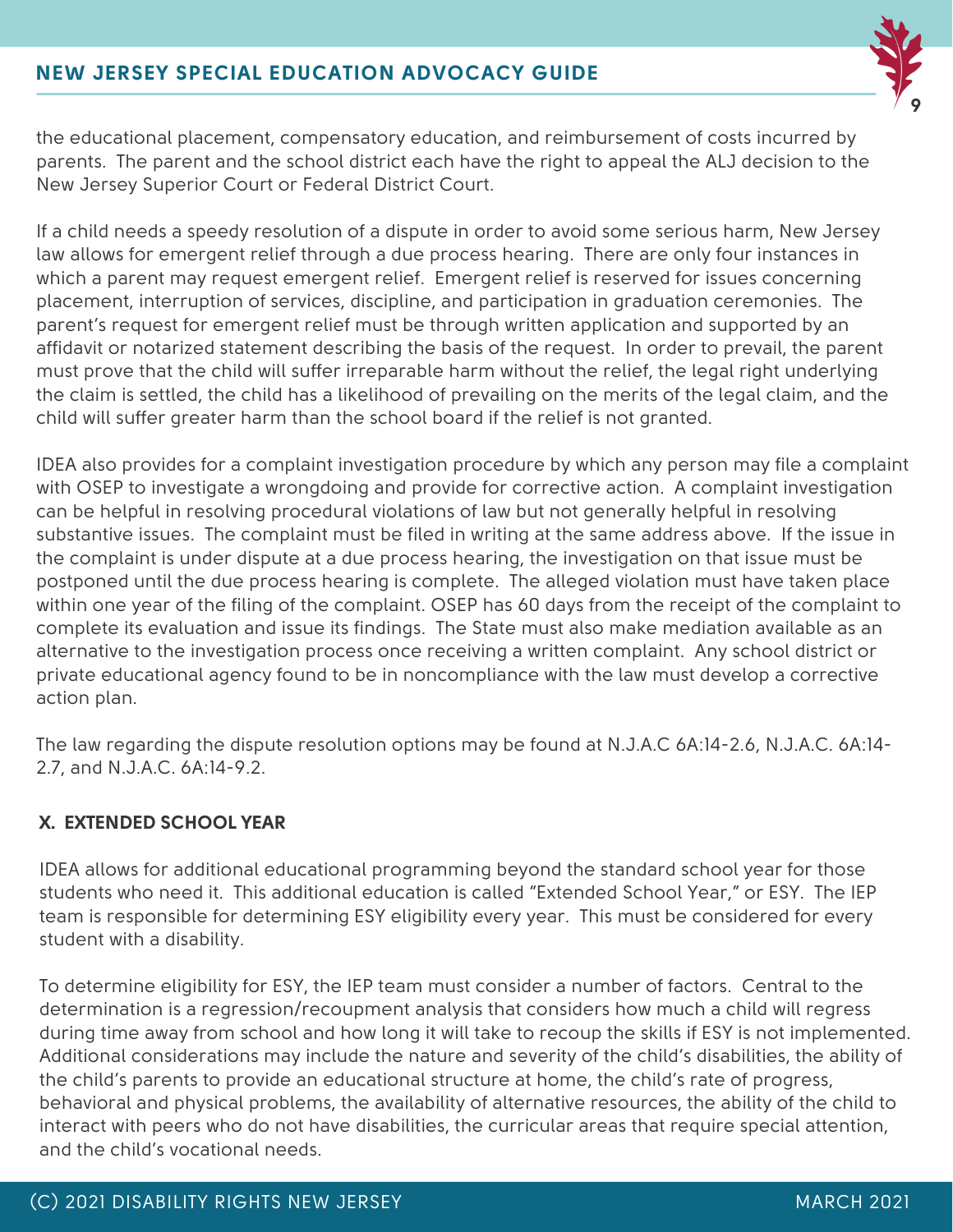the educational placement, compensatory education, and reimbursement of costs incurred by parents. The parent and the school district each have the right to appeal the ALJ decision to the New Jersey Superior Court or Federal District Court.

If a child needs a speedy resolution of a dispute in order to avoid some serious harm, New Jersey law allows for emergent relief through a due process hearing. There are only four instances in which a parent may request emergent relief. Emergent relief is reserved for issues concerning placement, interruption of services, discipline, and participation in graduation ceremonies. The parent's request for emergent relief must be through written application and supported by an affidavit or notarized statement describing the basis of the request. In order to prevail, the parent must prove that the child will suffer irreparable harm without the relief, the legal right underlying the claim is settled, the child has a likelihood of prevailing on the merits of the legal claim, and the child will suffer greater harm than the school board if the relief is not granted.

IDEA also provides for a complaint investigation procedure by which any person may file a complaint with OSEP to investigate a wrongdoing and provide for corrective action. A complaint investigation can be helpful in resolving procedural violations of law but not generally helpful in resolving substantive issues. The complaint must be filed in writing at the same address above. If the issue in the complaint is under dispute at a due process hearing, the investigation on that issue must be postponed until the due process hearing is complete. The alleged violation must have taken place within one year of the filing of the complaint. OSEP has 60 days from the receipt of the complaint to complete its evaluation and issue its findings. The State must also make mediation available as an alternative to the investigation process once receiving a written complaint. Any school district or private educational agency found to be in noncompliance with the law must develop a corrective action plan.

The law regarding the dispute resolution options may be found at N.J.A.C 6A:14-2.6, N.J.A.C. 6A:14-2.7, and N.J.A.C. 6A:14-9.2.

## X. EXTENDED SCHOOL YEAR

IDEA allows for additional educational programming beyond the standard school year for those students who need it. This additional education is called "Extended School Year," or ESY. The IEP team is responsible for determining ESY eligibility every year. This must be considered for every student with a disability.

To determine eligibility for ESY, the IEP team must consider a number of factors. Central to the determination is a regression/recoupment analysis that considers how much a child will regress during time away from school and how long it will take to recoup the skills if ESY is not implemented. Additional considerations may include the nature and severity of the child's disabilities, the ability of the child's parents to provide an educational structure at home, the child's rate of progress, behavioral and physical problems, the availability of alternative resources, the ability of the child to interact with peers who do not have disabilities, the curricular areas that require special attention, and the child's vocational needs.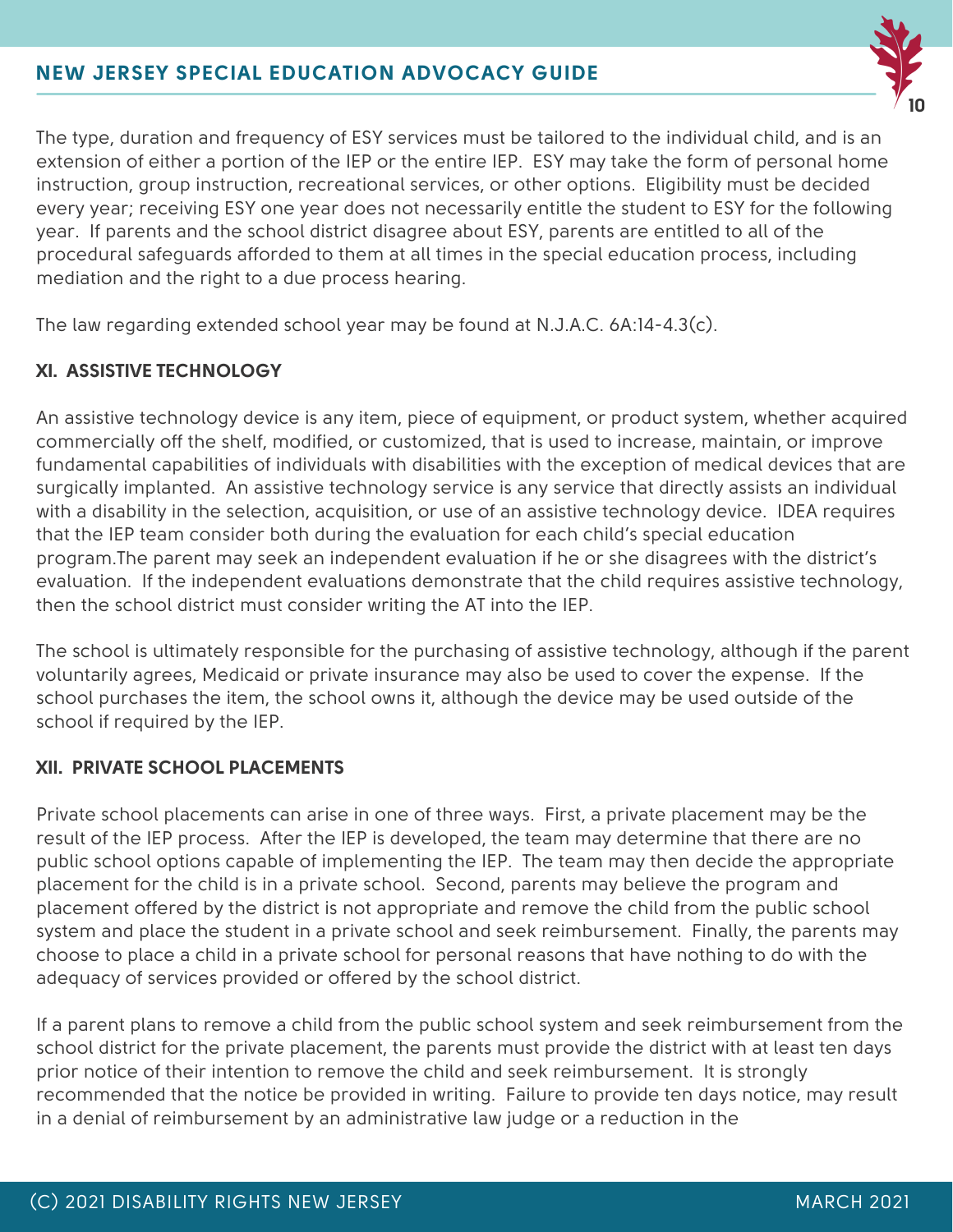The type, duration and frequency of ESY services must be tailored to the individual child, and is an extension of either a portion of the IEP or the entire IEP. ESY may take the form of personal home instruction, group instruction, recreational services, or other options. Eligibility must be decided every year; receiving ESY one year does not necessarily entitle the student to ESY for the following year. If parents and the school district disagree about ESY, parents are entitled to all of the procedural safeguards afforded to them at all times in the special education process, including mediation and the right to a due process hearing.

The law regarding extended school year may be found at N.J.A.C. 6A:14-4.3(c).

## XI. ASSISTIVE TECHNOLOGY

An assistive technology device is any item, piece of equipment, or product system, whether acquired commercially off the shelf, modified, or customized, that is used to increase, maintain, or improve fundamental capabilities of individuals with disabilities with the exception of medical devices that are surgically implanted. An assistive technology service is any service that directly assists an individual with a disability in the selection, acquisition, or use of an assistive technology device. IDEA requires that the IEP team consider both during the evaluation for each child's special education program.The parent may seek an independent evaluation if he or she disagrees with the district's evaluation. If the independent evaluations demonstrate that the child requires assistive technology, then the school district must consider writing the AT into the IEP.

The school is ultimately responsible for the purchasing of assistive technology, although if the parent voluntarily agrees, Medicaid or private insurance may also be used to cover the expense. If the school purchases the item, the school owns it, although the device may be used outside of the school if required by the IEP.

## XII. PRIVATE SCHOOL PLACEMENTS

Private school placements can arise in one of three ways. First, a private placement may be the result of the IEP process. After the IEP is developed, the team may determine that there are no public school options capable of implementing the IEP. The team may then decide the appropriate placement for the child is in a private school. Second, parents may believe the program and placement offered by the district is not appropriate and remove the child from the public school system and place the student in a private school and seek reimbursement. Finally, the parents may choose to place a child in a private school for personal reasons that have nothing to do with the adequacy of services provided or offered by the school district.

If a parent plans to remove a child from the public school system and seek reimbursement from the school district for the private placement, the parents must provide the district with at least ten days prior notice of their intention to remove the child and seek reimbursement. It is strongly recommended that the notice be provided in writing. Failure to provide ten days notice, may result in a denial of reimbursement by an administrative law judge or a reduction in the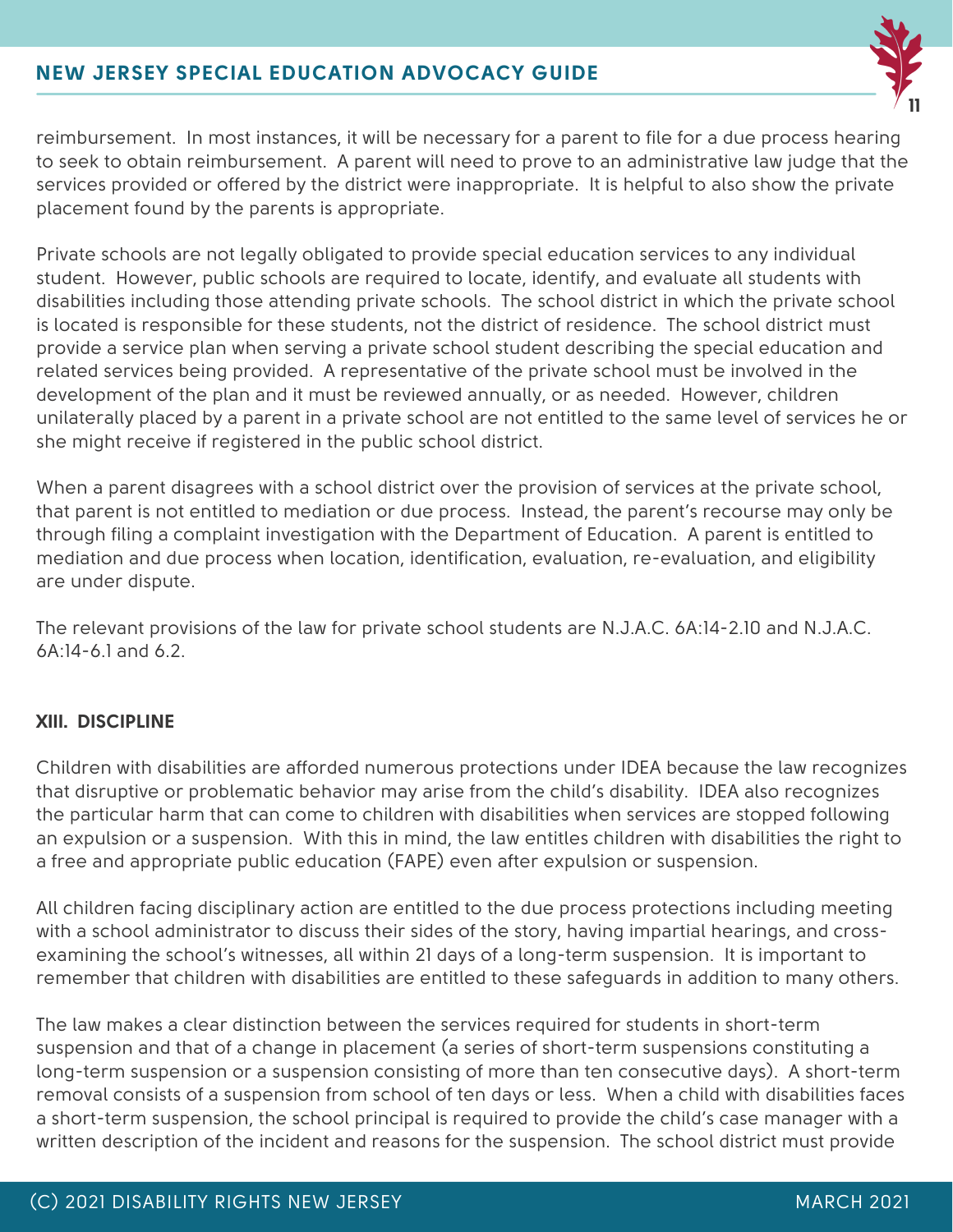reimbursement. In most instances, it will be necessary for a parent to file for a due process hearing to seek to obtain reimbursement. A parent will need to prove to an administrative law judge that the services provided or offered by the district were inappropriate. It is helpful to also show the private placement found by the parents is appropriate.

Private schools are not legally obligated to provide special education services to any individual student. However, public schools are required to locate, identify, and evaluate all students with disabilities including those attending private schools. The school district in which the private school is located is responsible for these students, not the district of residence. The school district must provide a service plan when serving a private school student describing the special education and related services being provided. A representative of the private school must be involved in the development of the plan and it must be reviewed annually, or as needed. However, children unilaterally placed by a parent in a private school are not entitled to the same level of services he or she might receive if registered in the public school district.

When a parent disagrees with a school district over the provision of services at the private school, that parent is not entitled to mediation or due process. Instead, the parent's recourse may only be through filing a complaint investigation with the Department of Education. A parent is entitled to mediation and due process when location, identification, evaluation, re-evaluation, and eligibility are under dispute.

The relevant provisions of the law for private school students are N.J.A.C. 6A:14-2.10 and N.J.A.C. 6A:14-6.1 and 6.2.

## XIII. DISCIPLINE

Children with disabilities are afforded numerous protections under IDEA because the law recognizes that disruptive or problematic behavior may arise from the child's disability. IDEA also recognizes the particular harm that can come to children with disabilities when services are stopped following an expulsion or a suspension. With this in mind, the law entitles children with disabilities the right to a free and appropriate public education (FAPE) even after expulsion or suspension.

All children facing disciplinary action are entitled to the due process protections including meeting with a school administrator to discuss their sides of the story, having impartial hearings, and cross-examining the school's witnesses, all within 21 days of a long-term suspension. It is important to remember that children with disabilities are entitled to these safeguards in addition to many others.

The law makes a clear distinction between the services required for students in short-term suspension and that of a change in placement (a series of short-term suspensions constituting a long-term suspension or a suspension consisting of more than ten consecutive days). A short-term removal consists of a suspension from school of ten days or less. When a child with disabilities faces a short-term suspension, the school principal is required to provide the child's case manager with a written description of the incident and reasons for the suspension. The school district must provide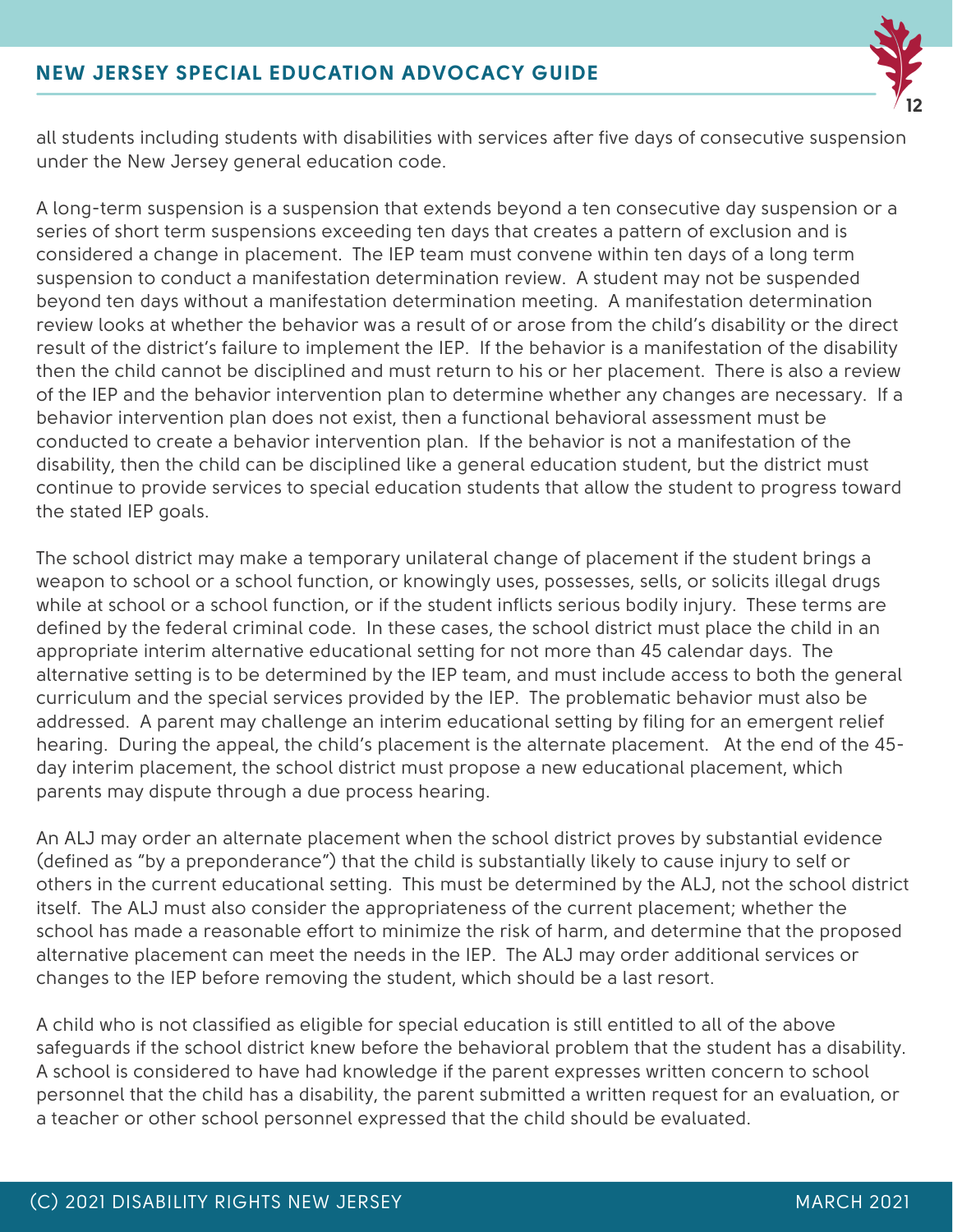all students including students with disabilities with services after five days of consecutive suspension under the New Jersey general education code.

A long-term suspension is a suspension that extends beyond a ten consecutive day suspension or a series of short term suspensions exceeding ten days that creates a pattern of exclusion and is considered a change in placement. The IEP team must convene within ten days of a long term suspension to conduct a manifestation determination review. A student may not be suspended beyond ten days without a manifestation determination meeting. A manifestation determination review looks at whether the behavior was a result of or arose from the child's disability or the direct result of the district's failure to implement the IEP. If the behavior is a manifestation of the disability then the child cannot be disciplined and must return to his or her placement. There is also a review of the IEP and the behavior intervention plan to determine whether any changes are necessary. If a behavior intervention plan does not exist, then a functional behavioral assessment must be conducted to create a behavior intervention plan. If the behavior is not a manifestation of the disability, then the child can be disciplined like a general education student, but the district must continue to provide services to special education students that allow the student to progress toward the stated IEP goals.

The school district may make a temporary unilateral change of placement if the student brings a weapon to school or a school function, or knowingly uses, possesses, sells, or solicits illegal drugs while at school or a school function, or if the student inflicts serious bodily injury. These terms are defined by the federal criminal code. In these cases, the school district must place the child in an appropriate interim alternative educational setting for not more than 45 calendar days. The alternative setting is to be determined by the IEP team, and must include access to both the general curriculum and the special services provided by the IEP. The problematic behavior must also be addressed. A parent may challenge an interim educational setting by filing for an emergent relief hearing. During the appeal, the child's placement is the alternate placement. At the end of the 45-day interim placement, the school district must propose a new educational placement, which parents may dispute through a due process hearing.

An ALJ may order an alternate placement when the school district proves by substantial evidence (defined as "by a preponderance") that the child is substantially likely to cause injury to self or others in the current educational setting. This must be determined by the ALJ, not the school district itself. The ALJ must also consider the appropriateness of the current placement; whether the school has made a reasonable effort to minimize the risk of harm, and determine that the proposed alternative placement can meet the needs in the IEP. The ALJ may order additional services or changes to the IEP before removing the student, which should be a last resort.

A child who is not classified as eligible for special education is still entitled to all of the above safeguards if the school district knew before the behavioral problem that the student has a disability. A school is considered to have had knowledge if the parent expresses written concern to school personnel that the child has a disability, the parent submitted a written request for an evaluation, or a teacher or other school personnel expressed that the child should be evaluated.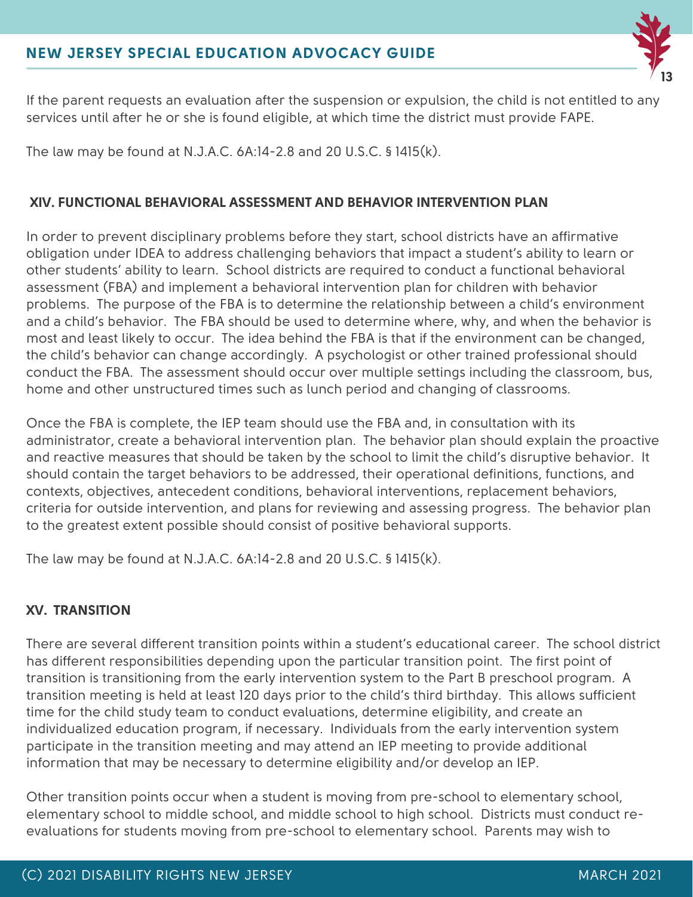If the parent requests an evaluation after the suspension or expulsion, the child is not entitled to any services until after he or she is found eligible, at which time the district must provide FAPE.

The law may be found at N.J.A.C. 6A:14-2.8 and 20 U.S.C. § 1415(k).

## XIV. FUNCTIONAL BEHAVIORAL ASSESSMENT AND BEHAVIOR INTERVENTION PLAN

In order to prevent disciplinary problems before they start, school districts have an affirmative obligation under IDEA to address challenging behaviors that impact a student's ability to learn or other students' ability to learn. School districts are required to conduct a functional behavioral assessment (FBA) and implement a behavioral intervention plan for children with behavior problems. The purpose of the FBA is to determine the relationship between a child's environment and a child's behavior. The FBA should be used to determine where, why, and when the behavior is most and least likely to occur. The idea behind the FBA is that if the environment can be changed, the child's behavior can change accordingly. A psychologist or other trained professional should conduct the FBA. The assessment should occur over multiple settings including the classroom, bus, home and other unstructured times such as lunch period and changing of classrooms.

Once the FBA is complete, the IEP team should use the FBA and, in consultation with its administrator, create a behavioral intervention plan. The behavior plan should explain the proactive and reactive measures that should be taken by the school to limit the child's disruptive behavior. It should contain the target behaviors to be addressed, their operational definitions, functions, and contexts, objectives, antecedent conditions, behavioral interventions, replacement behaviors, criteria for outside intervention, and plans for reviewing and assessing progress. The behavior plan to the greatest extent possible should consist of positive behavioral supports.

The law may be found at N.J.A.C. 6A:14-2.8 and 20 U.S.C. § 1415(k).

## XV. TRANSITION

There are several different transition points within a student's educational career. The school district has different responsibilities depending upon the particular transition point. The first point of transition is transitioning from the early intervention system to the Part B preschool program. A transition meeting is held at least 120 days prior to the child's third birthday. This allows sufficient time for the child study team to conduct evaluations, determine eligibility, and create an individualized education program, if necessary. Individuals from the early intervention system participate in the transition meeting and may attend an IEP meeting to provide additional information that may be necessary to determine eligibility and/or develop an IEP.

Other transition points occur when a student is moving from pre-school to elementary school, elementary school to middle school, and middle school to high school. Districts must conduct re-evaluations for students moving from pre-school to elementary school. Parents may wish to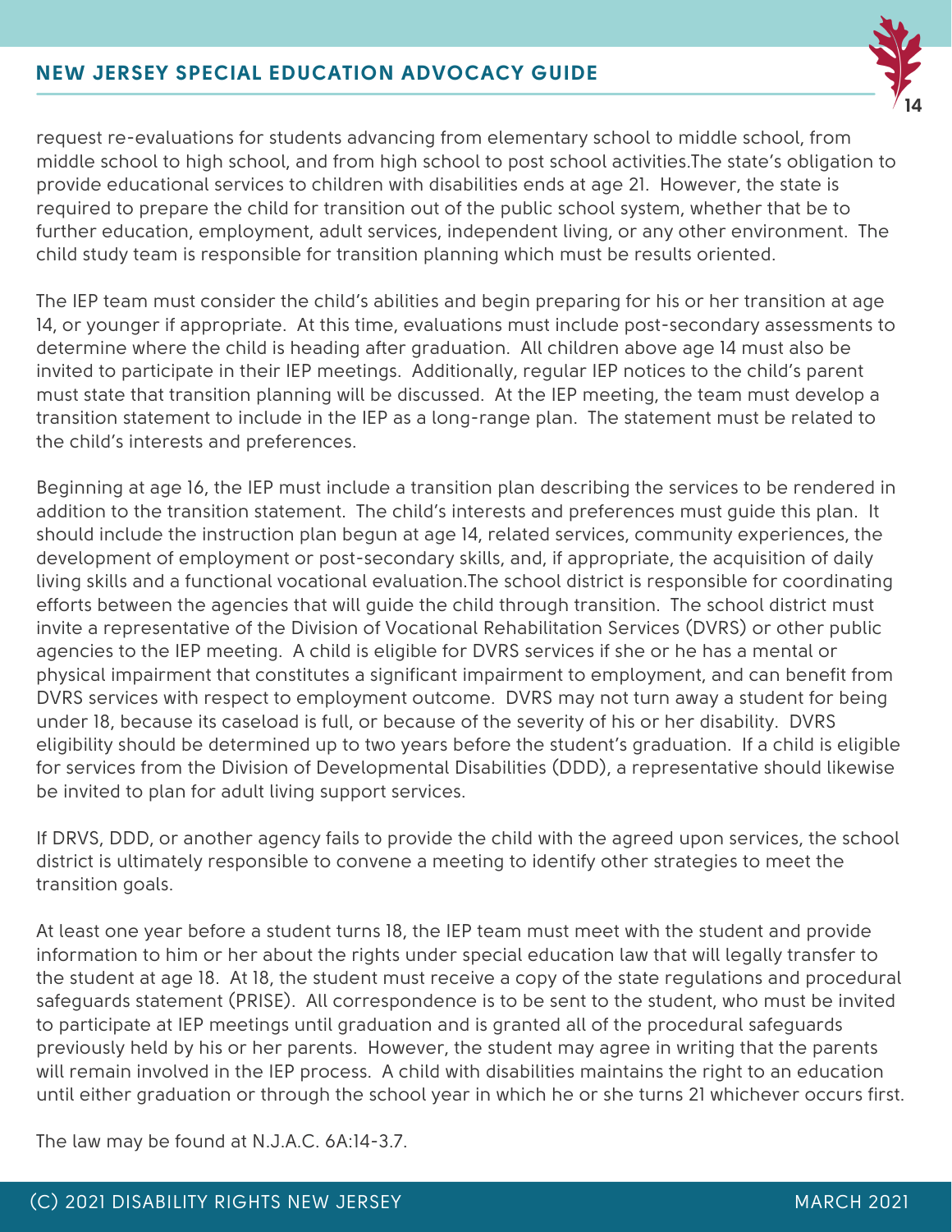request re-evaluations for students advancing from elementary school to middle school, from middle school to high school, and from high school to post school activities.The state's obligation to provide educational services to children with disabilities ends at age 21. However, the state is required to prepare the child for transition out of the public school system, whether that be to further education, employment, adult services, independent living, or any other environment. The child study team is responsible for transition planning which must be results oriented.

The IEP team must consider the child's abilities and begin preparing for his or her transition at age 14, or younger if appropriate. At this time, evaluations must include post-secondary assessments to determine where the child is heading after graduation. All children above age 14 must also be invited to participate in their IEP meetings. Additionally, regular IEP notices to the child's parent must state that transition planning will be discussed. At the IEP meeting, the team must develop a transition statement to include in the IEP as a long-range plan. The statement must be related to the child's interests and preferences.

Beginning at age 16, the IEP must include a transition plan describing the services to be rendered in addition to the transition statement. The child's interests and preferences must guide this plan. It should include the instruction plan begun at age 14, related services, community experiences, the development of employment or post-secondary skills, and, if appropriate, the acquisition of daily living skills and a functional vocational evaluation.The school district is responsible for coordinating efforts between the agencies that will guide the child through transition. The school district must invite a representative of the Division of Vocational Rehabilitation Services (DVRS) or other public agencies to the IEP meeting. A child is eligible for DVRS services if she or he has a mental or physical impairment that constitutes a significant impairment to employment, and can benefit from DVRS services with respect to employment outcome. DVRS may not turn away a student for being under 18, because its caseload is full, or because of the severity of his or her disability. DVRS eligibility should be determined up to two years before the student's graduation. If a child is eligible for services from the Division of Developmental Disabilities (DDD), a representative should likewise be invited to plan for adult living support services.

If DRVS, DDD, or another agency fails to provide the child with the agreed upon services, the school district is ultimately responsible to convene a meeting to identify other strategies to meet the transition goals.

At least one year before a student turns 18, the IEP team must meet with the student and provide information to him or her about the rights under special education law that will legally transfer to the student at age 18. At 18, the student must receive a copy of the state regulations and procedural safeguards statement (PRISE). All correspondence is to be sent to the student, who must be invited to participate at IEP meetings until graduation and is granted all of the procedural safeguards previously held by his or her parents. However, the student may agree in writing that the parents will remain involved in the IEP process. A child with disabilities maintains the right to an education until either graduation or through the school year in which he or she turns 21 whichever occurs first.

The law may be found at N.J.A.C. 6A:14-3.7.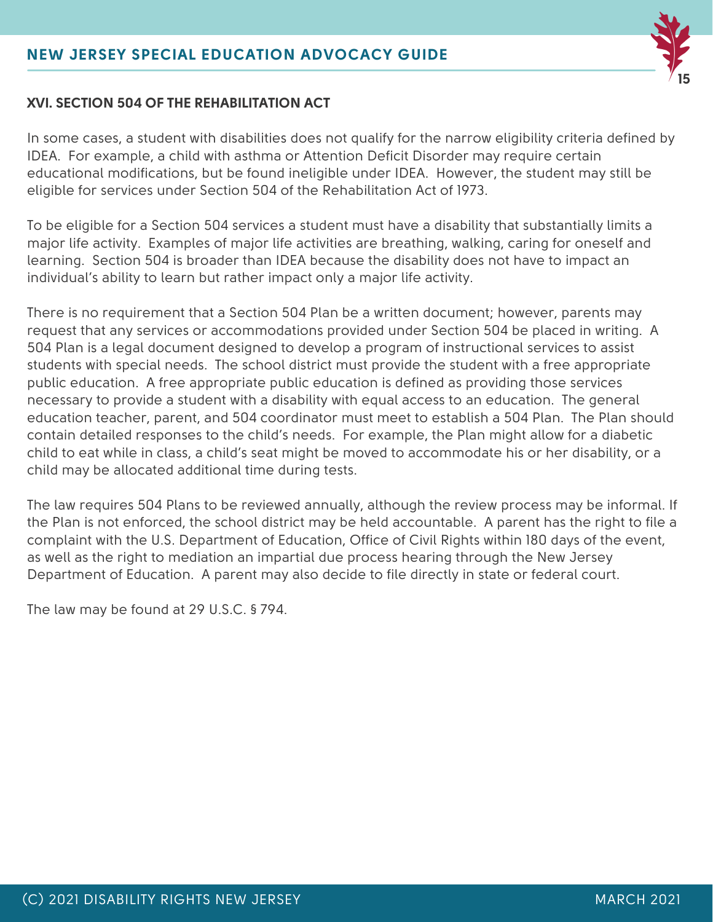## XVI. SECTION 504 OF THE REHABILITATION ACT

In some cases, a student with disabilities does not qualify for the narrow eligibility criteria defined by IDEA. For example, a child with asthma or Attention Deficit Disorder may require certain educational modifications, but be found ineligible under IDEA. However, the student may still be eligible for services under Section 504 of the Rehabilitation Act of 1973.

To be eligible for a Section 504 services a student must have a disability that substantially limits a major life activity. Examples of major life activities are breathing, walking, caring for oneself and learning. Section 504 is broader than IDEA because the disability does not have to impact an individual's ability to learn but rather impact only a major life activity.

There is no requirement that a Section 504 Plan be a written document; however, parents may request that any services or accommodations provided under Section 504 be placed in writing. A 504 Plan is a legal document designed to develop a program of instructional services to assist students with special needs. The school district must provide the student with a free appropriate public education. A free appropriate public education is defined as providing those services necessary to provide a student with a disability with equal access to an education. The general education teacher, parent, and 504 coordinator must meet to establish a 504 Plan. The Plan should contain detailed responses to the child's needs. For example, the Plan might allow for a diabetic child to eat while in class, a child's seat might be moved to accommodate his or her disability, or a child may be allocated additional time during tests.

The law requires 504 Plans to be reviewed annually, although the review process may be informal. If the Plan is not enforced, the school district may be held accountable. A parent has the right to file a complaint with the U.S. Department of Education, Office of Civil Rights within 180 days of the event, as well as the right to mediation an impartial due process hearing through the New Jersey Department of Education. A parent may also decide to file directly in state or federal court.

The law may be found at 29 U.S.C. § 794.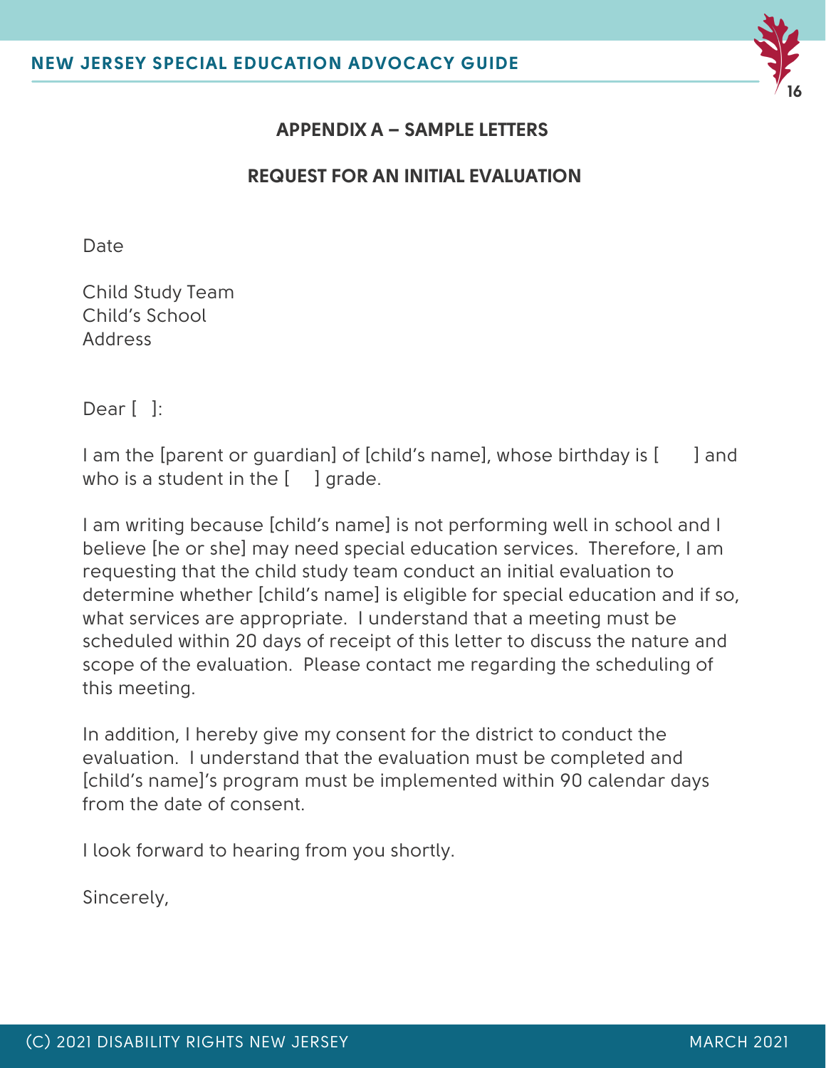## APPENDIX A – SAMPLE LETTERS

### REQUEST FOR AN INITIAL EVALUATION

Date

Child Study Team
Child's School
Address

Dear [ ]:

I am the [parent or guardian] of [child's name], whose birthday is [ ] and who is a student in the [ ] grade.

I am writing because [child's name] is not performing well in school and I believe [he or she] may need special education services. Therefore, I am requesting that the child study team conduct an initial evaluation to determine whether [child's name] is eligible for special education and if so, what services are appropriate. I understand that a meeting must be scheduled within 20 days of receipt of this letter to discuss the nature and scope of the evaluation. Please contact me regarding the scheduling of this meeting.

In addition, I hereby give my consent for the district to conduct the evaluation. I understand that the evaluation must be completed and [child's name]'s program must be implemented within 90 calendar days from the date of consent.

I look forward to hearing from you shortly.

Sincerely,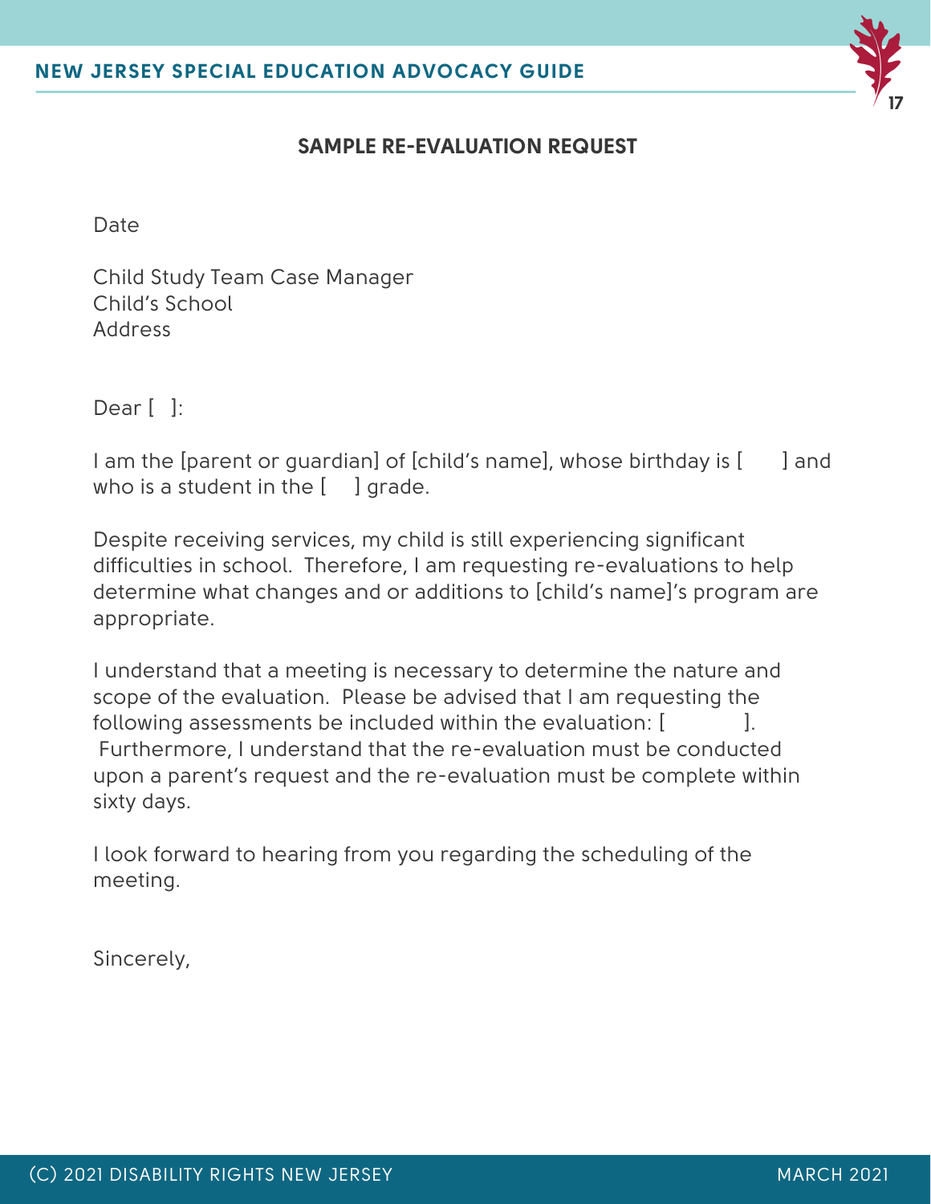## SAMPLE RE-EVALUATION REQUEST

Date

Child Study Team Case Manager
Child's School
Address

Dear [ ]:

I am the [parent or guardian] of [child's name], whose birthday is [ ] and who is a student in the [ ] grade.

Despite receiving services, my child is still experiencing significant difficulties in school. Therefore, I am requesting re-evaluations to help determine what changes and or additions to [child's name]'s program are appropriate.

I understand that a meeting is necessary to determine the nature and scope of the evaluation. Please be advised that I am requesting the following assessments be included within the evaluation: [ ]. Furthermore, I understand that the re-evaluation must be conducted upon a parent's request and the re-evaluation must be complete within sixty days.

I look forward to hearing from you regarding the scheduling of the meeting.

Sincerely,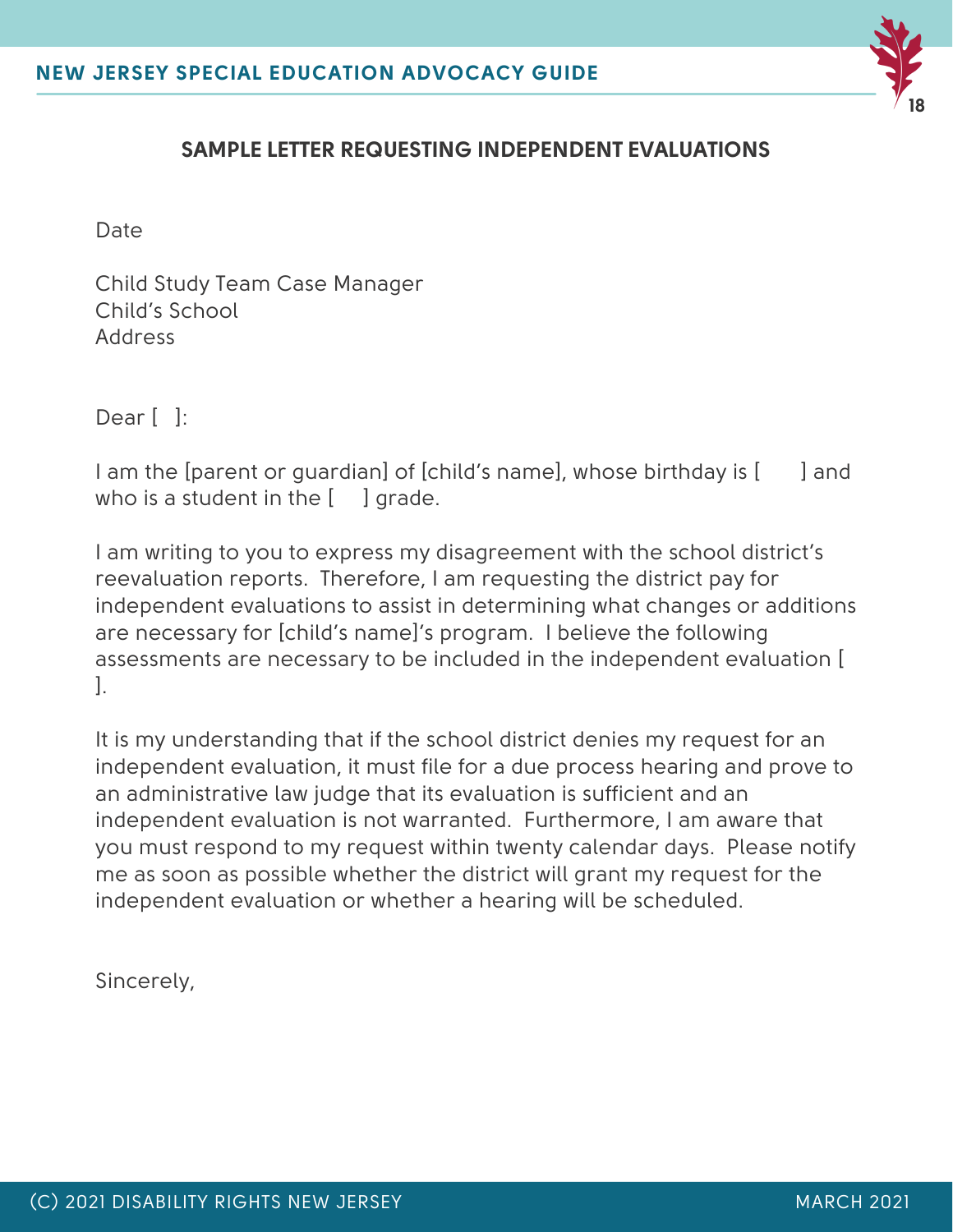## SAMPLE LETTER REQUESTING INDEPENDENT EVALUATIONS

Date

Child Study Team Case Manager
Child's School
Address

Dear [ ]:

I am the [parent or guardian] of [child's name], whose birthday is [ ] and who is a student in the [ ] grade.

I am writing to you to express my disagreement with the school district's reevaluation reports. Therefore, I am requesting the district pay for independent evaluations to assist in determining what changes or additions are necessary for [child's name]'s program. I believe the following assessments are necessary to be included in the independent evaluation [ ].

It is my understanding that if the school district denies my request for an independent evaluation, it must file for a due process hearing and prove to an administrative law judge that its evaluation is sufficient and an independent evaluation is not warranted. Furthermore, I am aware that you must respond to my request within twenty calendar days. Please notify me as soon as possible whether the district will grant my request for the independent evaluation or whether a hearing will be scheduled.

Sincerely,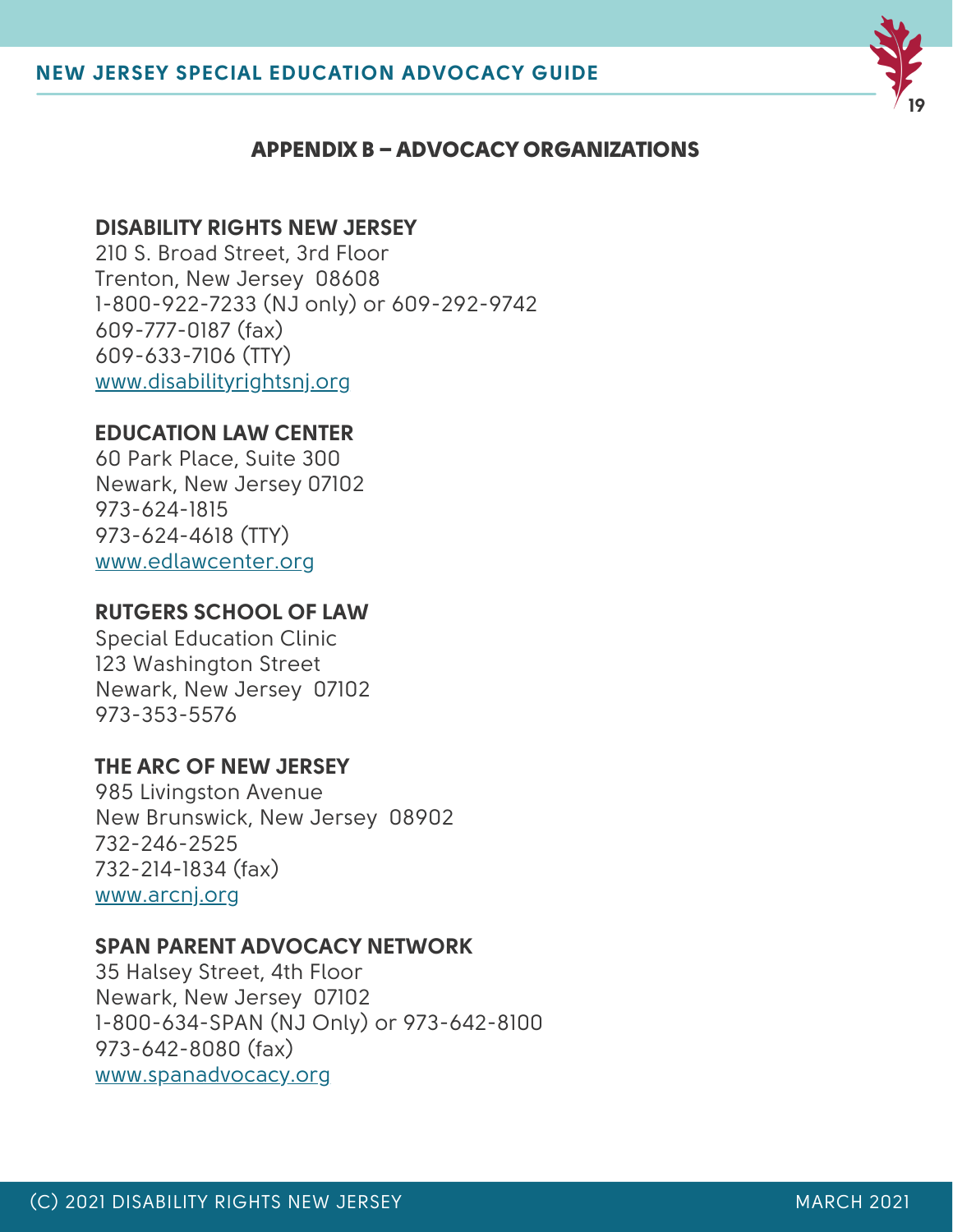## APPENDIX B – ADVOCACY ORGANIZATIONS

**DISABILITY RIGHTS NEW JERSEY**
210 S. Broad Street, 3rd Floor
Trenton, New Jersey 08608
1-800-922-7233 (NJ only) or 609-292-9742
609-777-0187 (fax)
609-633-7106 (TTY)
www.disabilityrightsnj.org

**EDUCATION LAW CENTER**
60 Park Place, Suite 300
Newark, New Jersey 07102
973-624-1815
973-624-4618 (TTY)
www.edlawcenter.org

**RUTGERS SCHOOL OF LAW**
Special Education Clinic
123 Washington Street
Newark, New Jersey 07102
973-353-5576

**THE ARC OF NEW JERSEY**
985 Livingston Avenue
New Brunswick, New Jersey 08902
732-246-2525
732-214-1834 (fax)
www.arcnj.org

**SPAN PARENT ADVOCACY NETWORK**
35 Halsey Street, 4th Floor
Newark, New Jersey 07102
1-800-634-SPAN (NJ Only) or 973-642-8100
973-642-8080 (fax)
www.spanadvocacy.org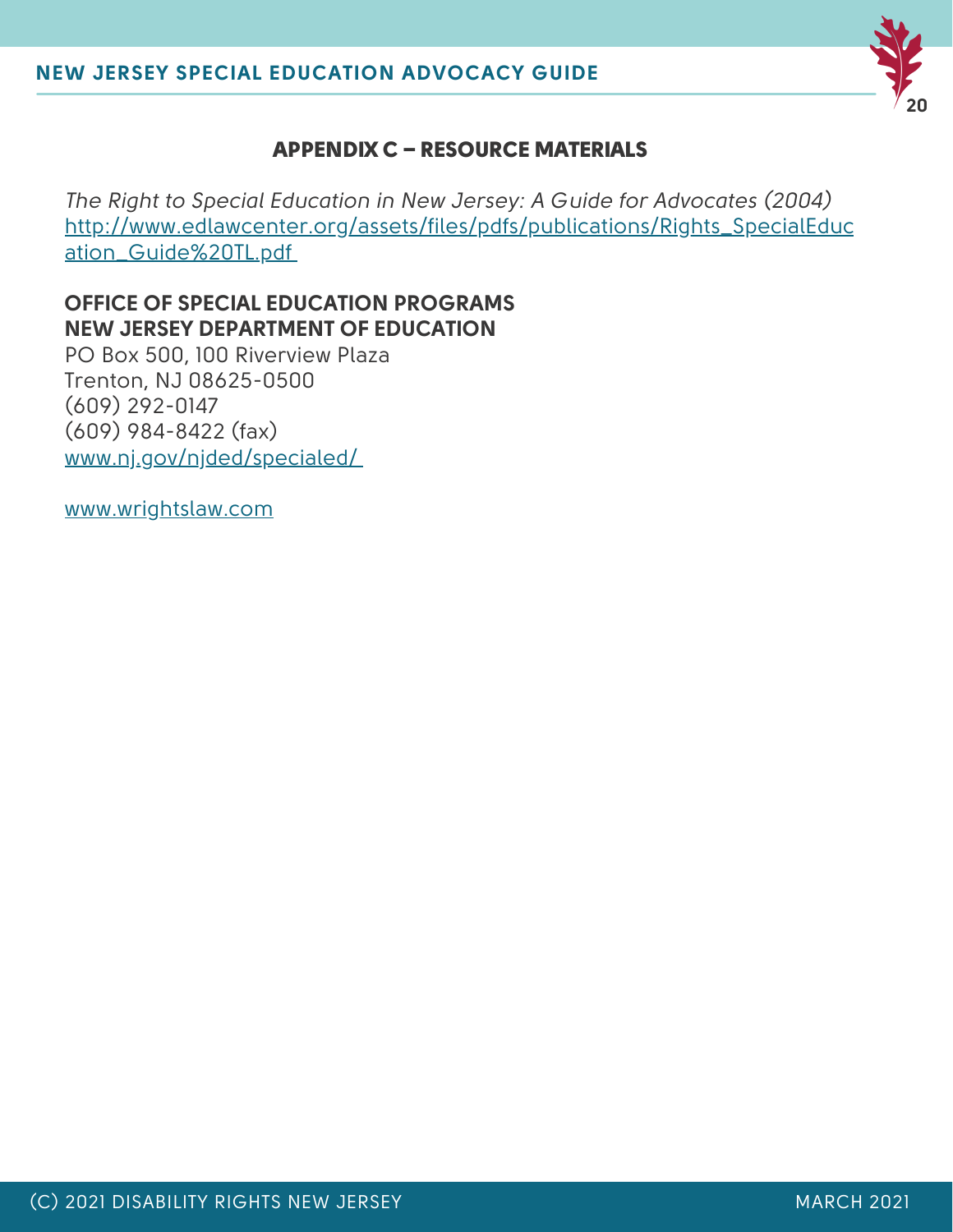## APPENDIX C – RESOURCE MATERIALS

*The Right to Special Education in New Jersey: A Guide for Advocates (2004)*
http://www.edlawcenter.org/assets/files/pdfs/publications/Rights_SpecialEducation_Guide%20TL.pdf

**OFFICE OF SPECIAL EDUCATION PROGRAMS**
**NEW JERSEY DEPARTMENT OF EDUCATION**
PO Box 500, 100 Riverview Plaza
Trenton, NJ 08625-0500
(609) 292-0147
(609) 984-8422 (fax)
www.nj.gov/njded/specialed/

www.wrightslaw.com